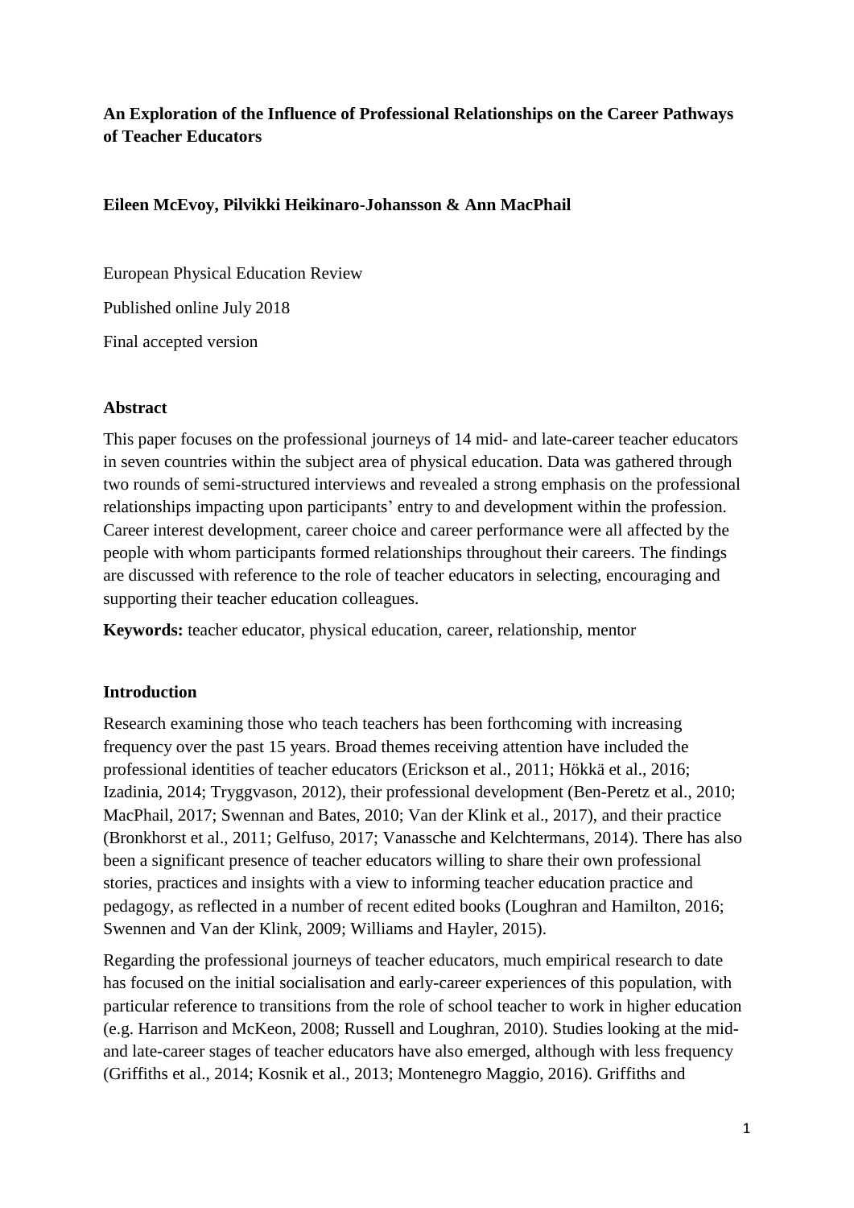**An Exploration of the Influence of Professional Relationships on the Career Pathways of Teacher Educators**

**Eileen McEvoy, Pilvikki Heikinaro-Johansson & Ann MacPhail**

European Physical Education Review

Published online July 2018

Final accepted version

## Abstract

This paper focuses on the professional journeys of 14 mid- and late-career teacher educators in seven countries within the subject area of physical education. Data was gathered through two rounds of semi-structured interviews and revealed a strong emphasis on the professional relationships impacting upon participants' entry to and development within the profession. Career interest development, career choice and career performance were all affected by the people with whom participants formed relationships throughout their careers. The findings are discussed with reference to the role of teacher educators in selecting, encouraging and supporting their teacher education colleagues.

**Keywords:** teacher educator, physical education, career, relationship, mentor

## Introduction

Research examining those who teach teachers has been forthcoming with increasing frequency over the past 15 years. Broad themes receiving attention have included the professional identities of teacher educators (Erickson et al., 2011; Hökkä et al., 2016; Izadinia, 2014; Tryggvason, 2012), their professional development (Ben-Peretz et al., 2010; MacPhail, 2017; Swennan and Bates, 2010; Van der Klink et al., 2017), and their practice (Bronkhorst et al., 2011; Gelfuso, 2017; Vanassche and Kelchtermans, 2014). There has also been a significant presence of teacher educators willing to share their own professional stories, practices and insights with a view to informing teacher education practice and pedagogy, as reflected in a number of recent edited books (Loughran and Hamilton, 2016; Swennen and Van der Klink, 2009; Williams and Hayler, 2015).

Regarding the professional journeys of teacher educators, much empirical research to date has focused on the initial socialisation and early-career experiences of this population, with particular reference to transitions from the role of school teacher to work in higher education (e.g. Harrison and McKeon, 2008; Russell and Loughran, 2010). Studies looking at the mid- and late-career stages of teacher educators have also emerged, although with less frequency (Griffiths et al., 2014; Kosnik et al., 2013; Montenegro Maggio, 2016). Griffiths and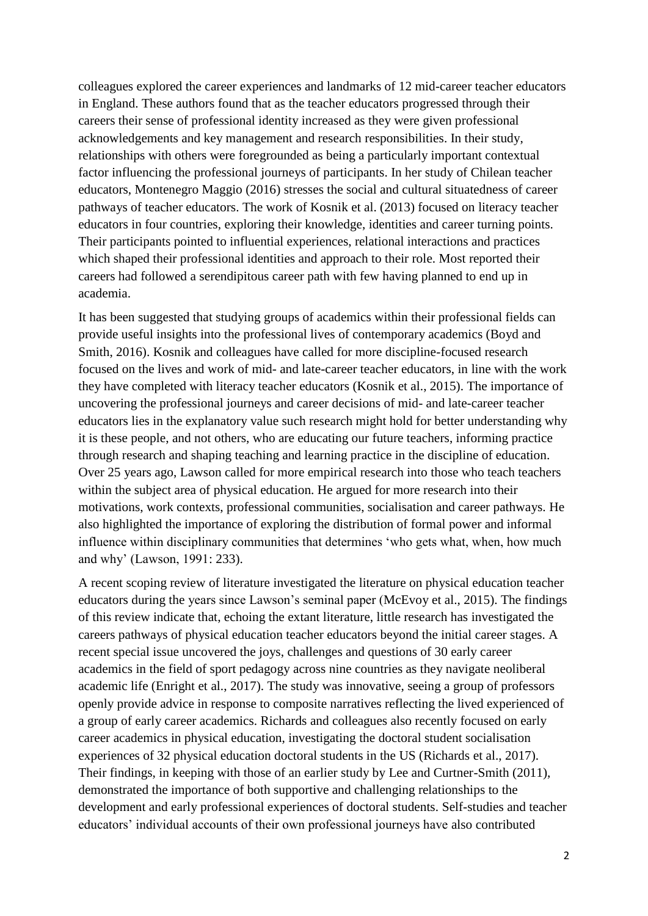colleagues explored the career experiences and landmarks of 12 mid-career teacher educators in England. These authors found that as the teacher educators progressed through their careers their sense of professional identity increased as they were given professional acknowledgements and key management and research responsibilities. In their study, relationships with others were foregrounded as being a particularly important contextual factor influencing the professional journeys of participants. In her study of Chilean teacher educators, Montenegro Maggio (2016) stresses the social and cultural situatedness of career pathways of teacher educators. The work of Kosnik et al. (2013) focused on literacy teacher educators in four countries, exploring their knowledge, identities and career turning points. Their participants pointed to influential experiences, relational interactions and practices which shaped their professional identities and approach to their role. Most reported their careers had followed a serendipitous career path with few having planned to end up in academia.

It has been suggested that studying groups of academics within their professional fields can provide useful insights into the professional lives of contemporary academics (Boyd and Smith, 2016). Kosnik and colleagues have called for more discipline-focused research focused on the lives and work of mid- and late-career teacher educators, in line with the work they have completed with literacy teacher educators (Kosnik et al., 2015). The importance of uncovering the professional journeys and career decisions of mid- and late-career teacher educators lies in the explanatory value such research might hold for better understanding why it is these people, and not others, who are educating our future teachers, informing practice through research and shaping teaching and learning practice in the discipline of education. Over 25 years ago, Lawson called for more empirical research into those who teach teachers within the subject area of physical education. He argued for more research into their motivations, work contexts, professional communities, socialisation and career pathways. He also highlighted the importance of exploring the distribution of formal power and informal influence within disciplinary communities that determines 'who gets what, when, how much and why' (Lawson, 1991: 233).

A recent scoping review of literature investigated the literature on physical education teacher educators during the years since Lawson's seminal paper (McEvoy et al., 2015). The findings of this review indicate that, echoing the extant literature, little research has investigated the careers pathways of physical education teacher educators beyond the initial career stages. A recent special issue uncovered the joys, challenges and questions of 30 early career academics in the field of sport pedagogy across nine countries as they navigate neoliberal academic life (Enright et al., 2017). The study was innovative, seeing a group of professors openly provide advice in response to composite narratives reflecting the lived experienced of a group of early career academics. Richards and colleagues also recently focused on early career academics in physical education, investigating the doctoral student socialisation experiences of 32 physical education doctoral students in the US (Richards et al., 2017). Their findings, in keeping with those of an earlier study by Lee and Curtner-Smith (2011), demonstrated the importance of both supportive and challenging relationships to the development and early professional experiences of doctoral students. Self-studies and teacher educators' individual accounts of their own professional journeys have also contributed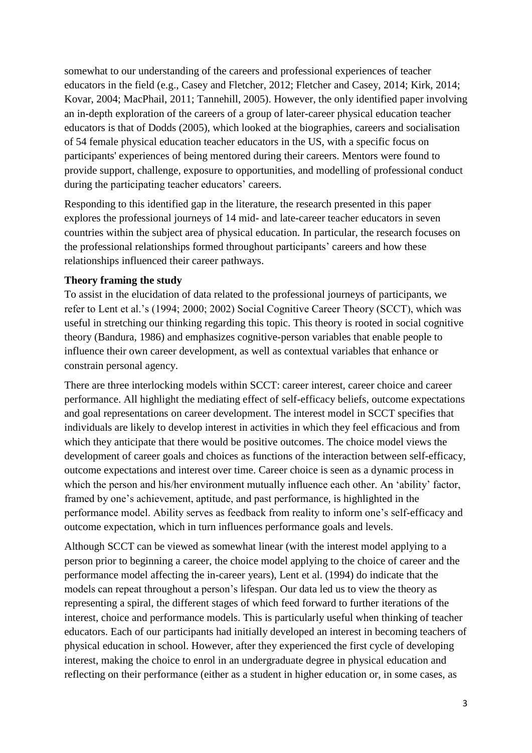somewhat to our understanding of the careers and professional experiences of teacher educators in the field (e.g., Casey and Fletcher, 2012; Fletcher and Casey, 2014; Kirk, 2014; Kovar, 2004; MacPhail, 2011; Tannehill, 2005). However, the only identified paper involving an in-depth exploration of the careers of a group of later-career physical education teacher educators is that of Dodds (2005), which looked at the biographies, careers and socialisation of 54 female physical education teacher educators in the US, with a specific focus on participants' experiences of being mentored during their careers. Mentors were found to provide support, challenge, exposure to opportunities, and modelling of professional conduct during the participating teacher educators' careers.

Responding to this identified gap in the literature, the research presented in this paper explores the professional journeys of 14 mid- and late-career teacher educators in seven countries within the subject area of physical education. In particular, the research focuses on the professional relationships formed throughout participants' careers and how these relationships influenced their career pathways.

**Theory framing the study**

To assist in the elucidation of data related to the professional journeys of participants, we refer to Lent et al.'s (1994; 2000; 2002) Social Cognitive Career Theory (SCCT), which was useful in stretching our thinking regarding this topic. This theory is rooted in social cognitive theory (Bandura, 1986) and emphasizes cognitive-person variables that enable people to influence their own career development, as well as contextual variables that enhance or constrain personal agency.

There are three interlocking models within SCCT: career interest, career choice and career performance. All highlight the mediating effect of self-efficacy beliefs, outcome expectations and goal representations on career development. The interest model in SCCT specifies that individuals are likely to develop interest in activities in which they feel efficacious and from which they anticipate that there would be positive outcomes. The choice model views the development of career goals and choices as functions of the interaction between self-efficacy, outcome expectations and interest over time. Career choice is seen as a dynamic process in which the person and his/her environment mutually influence each other. An 'ability' factor, framed by one's achievement, aptitude, and past performance, is highlighted in the performance model. Ability serves as feedback from reality to inform one's self-efficacy and outcome expectation, which in turn influences performance goals and levels.

Although SCCT can be viewed as somewhat linear (with the interest model applying to a person prior to beginning a career, the choice model applying to the choice of career and the performance model affecting the in-career years), Lent et al. (1994) do indicate that the models can repeat throughout a person's lifespan. Our data led us to view the theory as representing a spiral, the different stages of which feed forward to further iterations of the interest, choice and performance models. This is particularly useful when thinking of teacher educators. Each of our participants had initially developed an interest in becoming teachers of physical education in school. However, after they experienced the first cycle of developing interest, making the choice to enrol in an undergraduate degree in physical education and reflecting on their performance (either as a student in higher education or, in some cases, as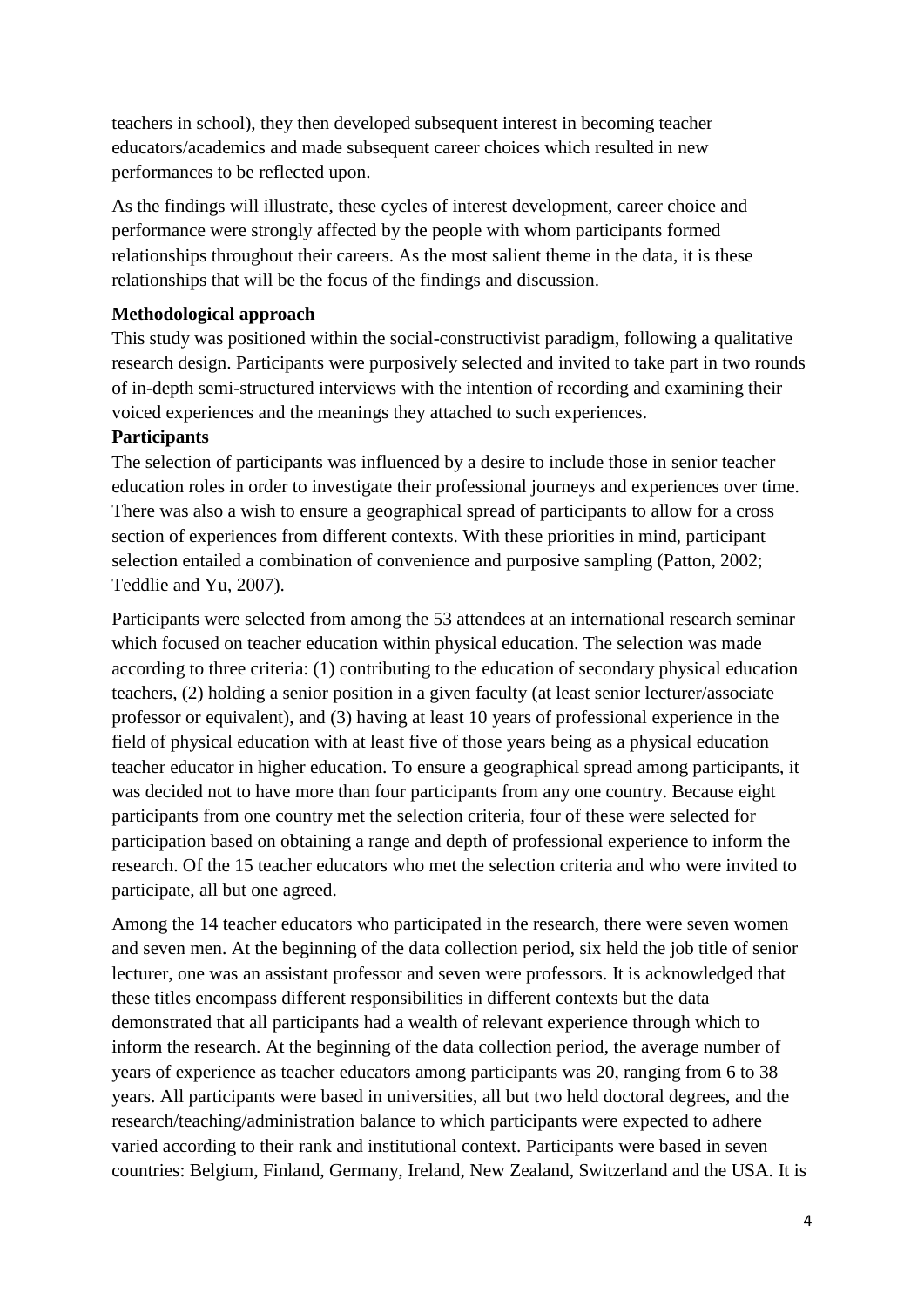teachers in school), they then developed subsequent interest in becoming teacher educators/academics and made subsequent career choices which resulted in new performances to be reflected upon.

As the findings will illustrate, these cycles of interest development, career choice and performance were strongly affected by the people with whom participants formed relationships throughout their careers. As the most salient theme in the data, it is these relationships that will be the focus of the findings and discussion.

**Methodological approach**

This study was positioned within the social-constructivist paradigm, following a qualitative research design. Participants were purposively selected and invited to take part in two rounds of in-depth semi-structured interviews with the intention of recording and examining their voiced experiences and the meanings they attached to such experiences.

**Participants**

The selection of participants was influenced by a desire to include those in senior teacher education roles in order to investigate their professional journeys and experiences over time. There was also a wish to ensure a geographical spread of participants to allow for a cross section of experiences from different contexts. With these priorities in mind, participant selection entailed a combination of convenience and purposive sampling (Patton, 2002; Teddlie and Yu, 2007).

Participants were selected from among the 53 attendees at an international research seminar which focused on teacher education within physical education. The selection was made according to three criteria: (1) contributing to the education of secondary physical education teachers, (2) holding a senior position in a given faculty (at least senior lecturer/associate professor or equivalent), and (3) having at least 10 years of professional experience in the field of physical education with at least five of those years being as a physical education teacher educator in higher education. To ensure a geographical spread among participants, it was decided not to have more than four participants from any one country. Because eight participants from one country met the selection criteria, four of these were selected for participation based on obtaining a range and depth of professional experience to inform the research. Of the 15 teacher educators who met the selection criteria and who were invited to participate, all but one agreed.

Among the 14 teacher educators who participated in the research, there were seven women and seven men. At the beginning of the data collection period, six held the job title of senior lecturer, one was an assistant professor and seven were professors. It is acknowledged that these titles encompass different responsibilities in different contexts but the data demonstrated that all participants had a wealth of relevant experience through which to inform the research. At the beginning of the data collection period, the average number of years of experience as teacher educators among participants was 20, ranging from 6 to 38 years. All participants were based in universities, all but two held doctoral degrees, and the research/teaching/administration balance to which participants were expected to adhere varied according to their rank and institutional context. Participants were based in seven countries: Belgium, Finland, Germany, Ireland, New Zealand, Switzerland and the USA. It is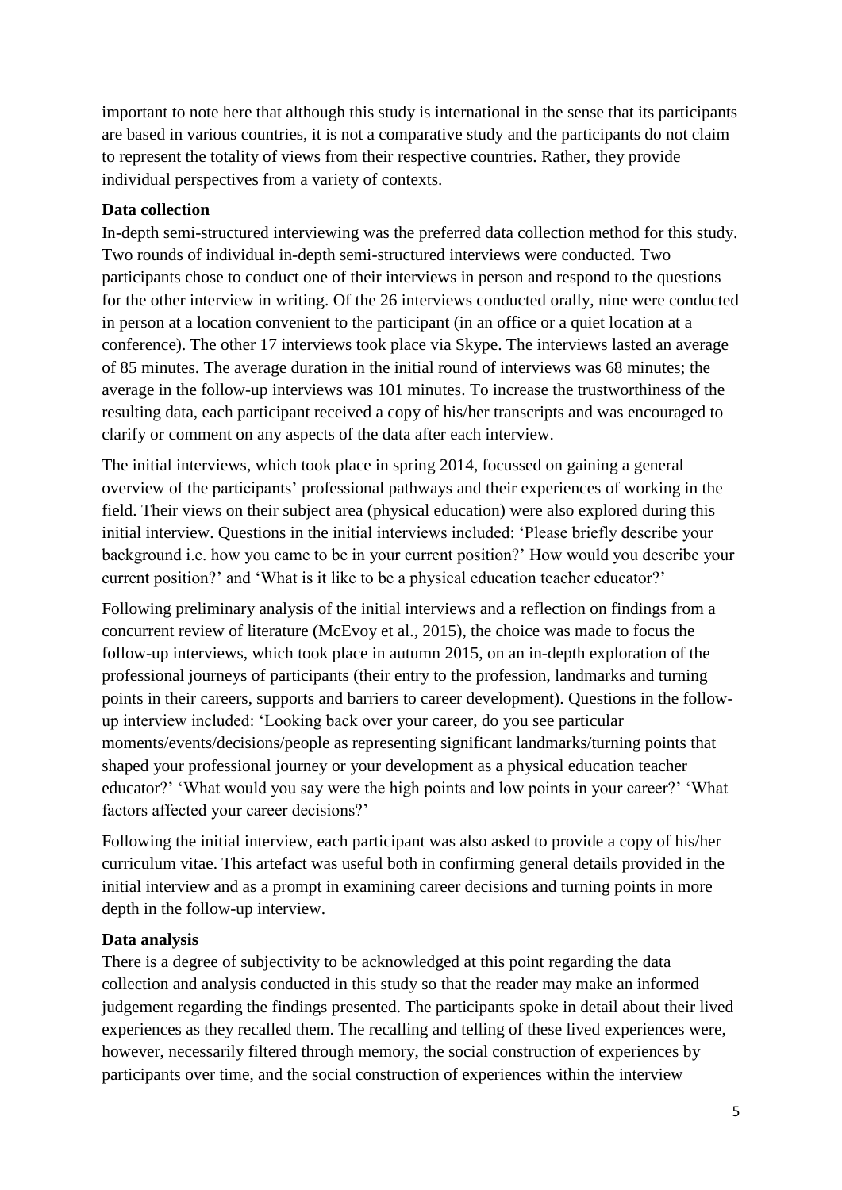important to note here that although this study is international in the sense that its participants are based in various countries, it is not a comparative study and the participants do not claim to represent the totality of views from their respective countries. Rather, they provide individual perspectives from a variety of contexts.

**Data collection**

In-depth semi-structured interviewing was the preferred data collection method for this study. Two rounds of individual in-depth semi-structured interviews were conducted. Two participants chose to conduct one of their interviews in person and respond to the questions for the other interview in writing. Of the 26 interviews conducted orally, nine were conducted in person at a location convenient to the participant (in an office or a quiet location at a conference). The other 17 interviews took place via Skype. The interviews lasted an average of 85 minutes. The average duration in the initial round of interviews was 68 minutes; the average in the follow-up interviews was 101 minutes. To increase the trustworthiness of the resulting data, each participant received a copy of his/her transcripts and was encouraged to clarify or comment on any aspects of the data after each interview.

The initial interviews, which took place in spring 2014, focussed on gaining a general overview of the participants' professional pathways and their experiences of working in the field. Their views on their subject area (physical education) were also explored during this initial interview. Questions in the initial interviews included: 'Please briefly describe your background i.e. how you came to be in your current position?' How would you describe your current position?' and 'What is it like to be a physical education teacher educator?'

Following preliminary analysis of the initial interviews and a reflection on findings from a concurrent review of literature (McEvoy et al., 2015), the choice was made to focus the follow-up interviews, which took place in autumn 2015, on an in-depth exploration of the professional journeys of participants (their entry to the profession, landmarks and turning points in their careers, supports and barriers to career development). Questions in the follow-up interview included: 'Looking back over your career, do you see particular moments/events/decisions/people as representing significant landmarks/turning points that shaped your professional journey or your development as a physical education teacher educator?' 'What would you say were the high points and low points in your career?' 'What factors affected your career decisions?'

Following the initial interview, each participant was also asked to provide a copy of his/her curriculum vitae. This artefact was useful both in confirming general details provided in the initial interview and as a prompt in examining career decisions and turning points in more depth in the follow-up interview.

**Data analysis**

There is a degree of subjectivity to be acknowledged at this point regarding the data collection and analysis conducted in this study so that the reader may make an informed judgement regarding the findings presented. The participants spoke in detail about their lived experiences as they recalled them. The recalling and telling of these lived experiences were, however, necessarily filtered through memory, the social construction of experiences by participants over time, and the social construction of experiences within the interview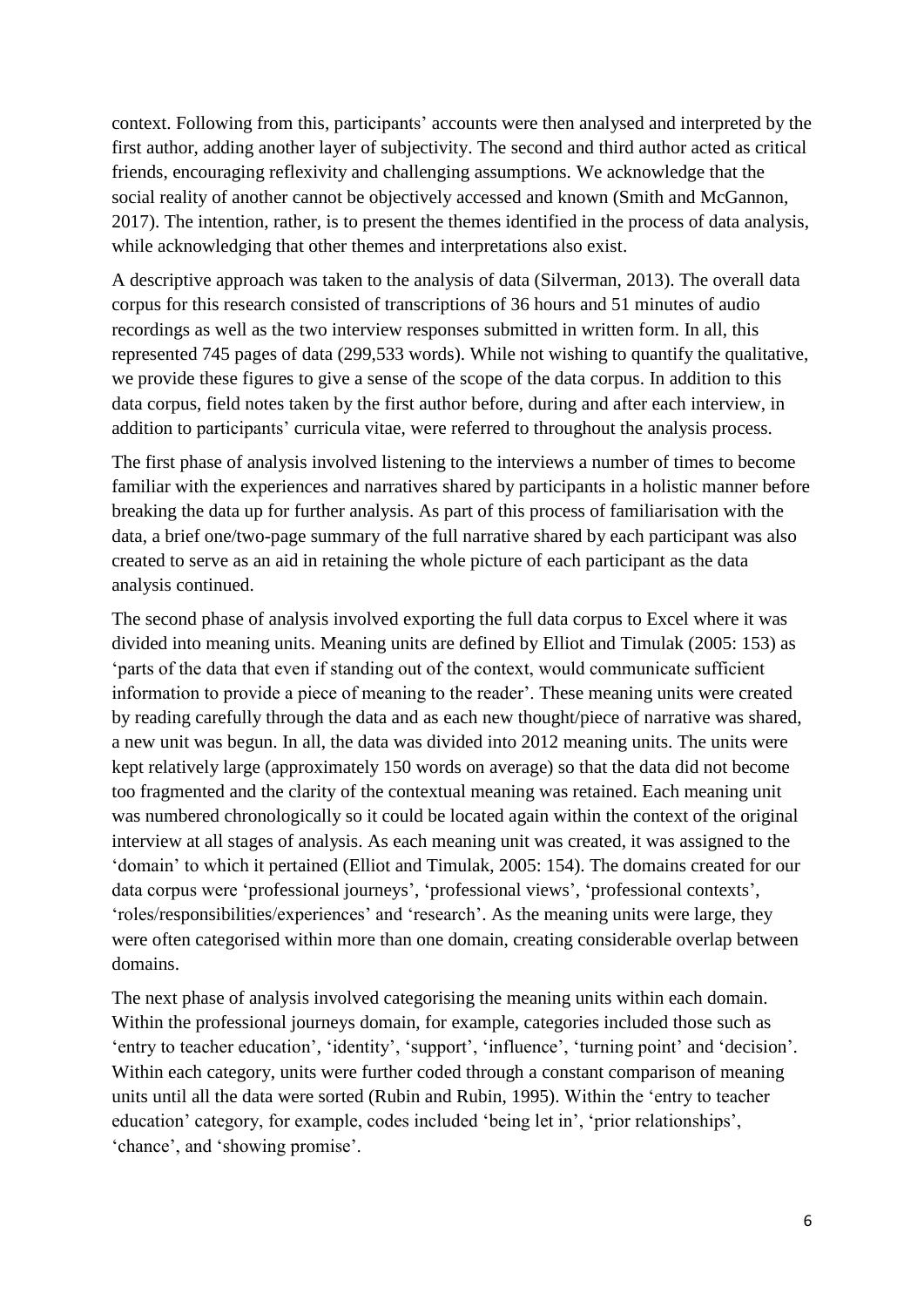context. Following from this, participants' accounts were then analysed and interpreted by the first author, adding another layer of subjectivity. The second and third author acted as critical friends, encouraging reflexivity and challenging assumptions. We acknowledge that the social reality of another cannot be objectively accessed and known (Smith and McGannon, 2017). The intention, rather, is to present the themes identified in the process of data analysis, while acknowledging that other themes and interpretations also exist.

A descriptive approach was taken to the analysis of data (Silverman, 2013). The overall data corpus for this research consisted of transcriptions of 36 hours and 51 minutes of audio recordings as well as the two interview responses submitted in written form. In all, this represented 745 pages of data (299,533 words). While not wishing to quantify the qualitative, we provide these figures to give a sense of the scope of the data corpus. In addition to this data corpus, field notes taken by the first author before, during and after each interview, in addition to participants' curricula vitae, were referred to throughout the analysis process.

The first phase of analysis involved listening to the interviews a number of times to become familiar with the experiences and narratives shared by participants in a holistic manner before breaking the data up for further analysis. As part of this process of familiarisation with the data, a brief one/two-page summary of the full narrative shared by each participant was also created to serve as an aid in retaining the whole picture of each participant as the data analysis continued.

The second phase of analysis involved exporting the full data corpus to Excel where it was divided into meaning units. Meaning units are defined by Elliot and Timulak (2005: 153) as 'parts of the data that even if standing out of the context, would communicate sufficient information to provide a piece of meaning to the reader'. These meaning units were created by reading carefully through the data and as each new thought/piece of narrative was shared, a new unit was begun. In all, the data was divided into 2012 meaning units. The units were kept relatively large (approximately 150 words on average) so that the data did not become too fragmented and the clarity of the contextual meaning was retained. Each meaning unit was numbered chronologically so it could be located again within the context of the original interview at all stages of analysis. As each meaning unit was created, it was assigned to the 'domain' to which it pertained (Elliot and Timulak, 2005: 154). The domains created for our data corpus were 'professional journeys', 'professional views', 'professional contexts', 'roles/responsibilities/experiences' and 'research'. As the meaning units were large, they were often categorised within more than one domain, creating considerable overlap between domains.

The next phase of analysis involved categorising the meaning units within each domain. Within the professional journeys domain, for example, categories included those such as 'entry to teacher education', 'identity', 'support', 'influence', 'turning point' and 'decision'. Within each category, units were further coded through a constant comparison of meaning units until all the data were sorted (Rubin and Rubin, 1995). Within the 'entry to teacher education' category, for example, codes included 'being let in', 'prior relationships', 'chance', and 'showing promise'.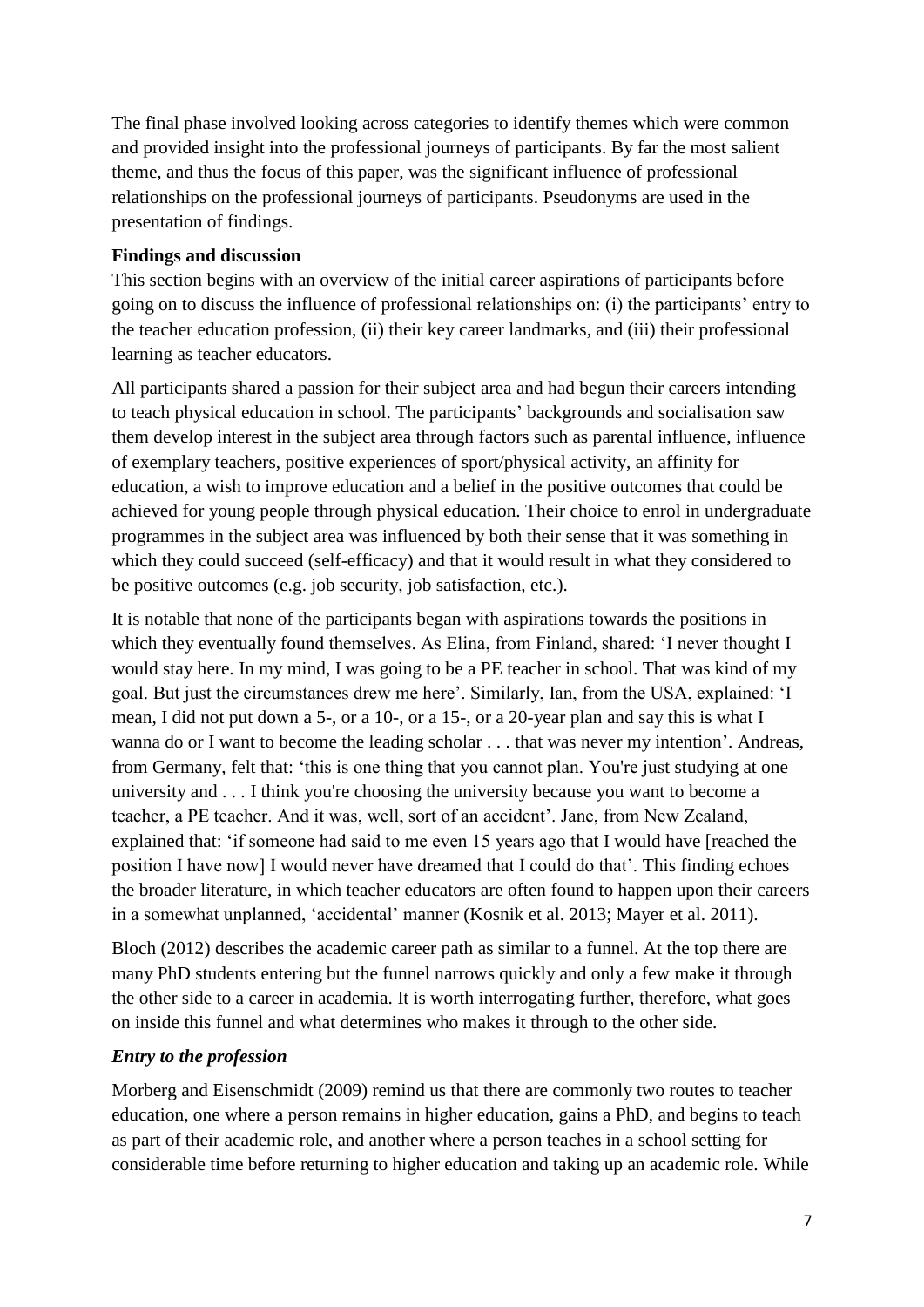The final phase involved looking across categories to identify themes which were common and provided insight into the professional journeys of participants. By far the most salient theme, and thus the focus of this paper, was the significant influence of professional relationships on the professional journeys of participants. Pseudonyms are used in the presentation of findings.

## Findings and discussion

This section begins with an overview of the initial career aspirations of participants before going on to discuss the influence of professional relationships on: (i) the participants' entry to the teacher education profession, (ii) their key career landmarks, and (iii) their professional learning as teacher educators.

All participants shared a passion for their subject area and had begun their careers intending to teach physical education in school. The participants' backgrounds and socialisation saw them develop interest in the subject area through factors such as parental influence, influence of exemplary teachers, positive experiences of sport/physical activity, an affinity for education, a wish to improve education and a belief in the positive outcomes that could be achieved for young people through physical education. Their choice to enrol in undergraduate programmes in the subject area was influenced by both their sense that it was something in which they could succeed (self-efficacy) and that it would result in what they considered to be positive outcomes (e.g. job security, job satisfaction, etc.).

It is notable that none of the participants began with aspirations towards the positions in which they eventually found themselves. As Elina, from Finland, shared: 'I never thought I would stay here. In my mind, I was going to be a PE teacher in school. That was kind of my goal. But just the circumstances drew me here'. Similarly, Ian, from the USA, explained: 'I mean, I did not put down a 5-, or a 10-, or a 15-, or a 20-year plan and say this is what I wanna do or I want to become the leading scholar . . . that was never my intention'. Andreas, from Germany, felt that: 'this is one thing that you cannot plan. You're just studying at one university and . . . I think you're choosing the university because you want to become a teacher, a PE teacher. And it was, well, sort of an accident'. Jane, from New Zealand, explained that: 'if someone had said to me even 15 years ago that I would have [reached the position I have now] I would never have dreamed that I could do that'. This finding echoes the broader literature, in which teacher educators are often found to happen upon their careers in a somewhat unplanned, 'accidental' manner (Kosnik et al. 2013; Mayer et al. 2011).

Bloch (2012) describes the academic career path as similar to a funnel. At the top there are many PhD students entering but the funnel narrows quickly and only a few make it through the other side to a career in academia. It is worth interrogating further, therefore, what goes on inside this funnel and what determines who makes it through to the other side.

### *Entry to the profession*

Morberg and Eisenschmidt (2009) remind us that there are commonly two routes to teacher education, one where a person remains in higher education, gains a PhD, and begins to teach as part of their academic role, and another where a person teaches in a school setting for considerable time before returning to higher education and taking up an academic role. While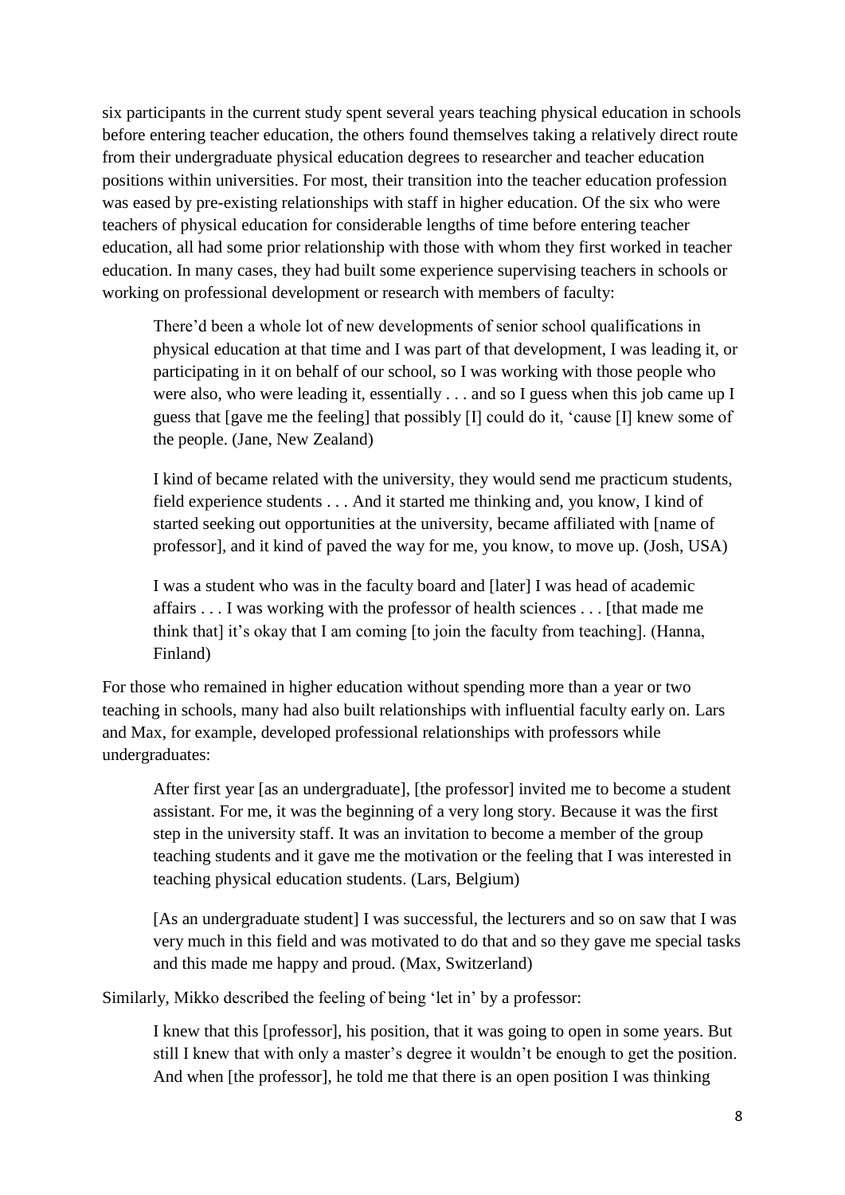six participants in the current study spent several years teaching physical education in schools before entering teacher education, the others found themselves taking a relatively direct route from their undergraduate physical education degrees to researcher and teacher education positions within universities. For most, their transition into the teacher education profession was eased by pre-existing relationships with staff in higher education. Of the six who were teachers of physical education for considerable lengths of time before entering teacher education, all had some prior relationship with those with whom they first worked in teacher education. In many cases, they had built some experience supervising teachers in schools or working on professional development or research with members of faculty:

> There'd been a whole lot of new developments of senior school qualifications in physical education at that time and I was part of that development, I was leading it, or participating in it on behalf of our school, so I was working with those people who were also, who were leading it, essentially . . . and so I guess when this job came up I guess that [gave me the feeling] that possibly [I] could do it, 'cause [I] knew some of the people. (Jane, New Zealand)

> I kind of became related with the university, they would send me practicum students, field experience students . . . And it started me thinking and, you know, I kind of started seeking out opportunities at the university, became affiliated with [name of professor], and it kind of paved the way for me, you know, to move up. (Josh, USA)

> I was a student who was in the faculty board and [later] I was head of academic affairs . . . I was working with the professor of health sciences . . . [that made me think that] it's okay that I am coming [to join the faculty from teaching]. (Hanna, Finland)

For those who remained in higher education without spending more than a year or two teaching in schools, many had also built relationships with influential faculty early on. Lars and Max, for example, developed professional relationships with professors while undergraduates:

> After first year [as an undergraduate], [the professor] invited me to become a student assistant. For me, it was the beginning of a very long story. Because it was the first step in the university staff. It was an invitation to become a member of the group teaching students and it gave me the motivation or the feeling that I was interested in teaching physical education students. (Lars, Belgium)

> [As an undergraduate student] I was successful, the lecturers and so on saw that I was very much in this field and was motivated to do that and so they gave me special tasks and this made me happy and proud. (Max, Switzerland)

Similarly, Mikko described the feeling of being 'let in' by a professor:

> I knew that this [professor], his position, that it was going to open in some years. But still I knew that with only a master's degree it wouldn't be enough to get the position. And when [the professor], he told me that there is an open position I was thinking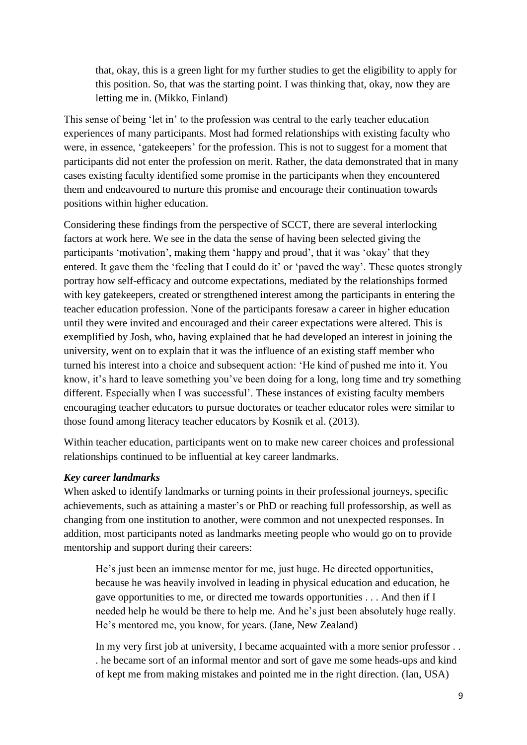> that, okay, this is a green light for my further studies to get the eligibility to apply for this position. So, that was the starting point. I was thinking that, okay, now they are letting me in. (Mikko, Finland)

This sense of being 'let in' to the profession was central to the early teacher education experiences of many participants. Most had formed relationships with existing faculty who were, in essence, 'gatekeepers' for the profession. This is not to suggest for a moment that participants did not enter the profession on merit. Rather, the data demonstrated that in many cases existing faculty identified some promise in the participants when they encountered them and endeavoured to nurture this promise and encourage their continuation towards positions within higher education.

Considering these findings from the perspective of SCCT, there are several interlocking factors at work here. We see in the data the sense of having been selected giving the participants 'motivation', making them 'happy and proud', that it was 'okay' that they entered. It gave them the 'feeling that I could do it' or 'paved the way'. These quotes strongly portray how self-efficacy and outcome expectations, mediated by the relationships formed with key gatekeepers, created or strengthened interest among the participants in entering the teacher education profession. None of the participants foresaw a career in higher education until they were invited and encouraged and their career expectations were altered. This is exemplified by Josh, who, having explained that he had developed an interest in joining the university, went on to explain that it was the influence of an existing staff member who turned his interest into a choice and subsequent action: 'He kind of pushed me into it. You know, it's hard to leave something you've been doing for a long, long time and try something different. Especially when I was successful'. These instances of existing faculty members encouraging teacher educators to pursue doctorates or teacher educator roles were similar to those found among literacy teacher educators by Kosnik et al. (2013).

Within teacher education, participants went on to make new career choices and professional relationships continued to be influential at key career landmarks.

### *Key career landmarks*

When asked to identify landmarks or turning points in their professional journeys, specific achievements, such as attaining a master's or PhD or reaching full professorship, as well as changing from one institution to another, were common and not unexpected responses. In addition, most participants noted as landmarks meeting people who would go on to provide mentorship and support during their careers:

> He's just been an immense mentor for me, just huge. He directed opportunities, because he was heavily involved in leading in physical education and education, he gave opportunities to me, or directed me towards opportunities . . . And then if I needed help he would be there to help me. And he's just been absolutely huge really. He's mentored me, you know, for years. (Jane, New Zealand)

> In my very first job at university, I became acquainted with a more senior professor . . . he became sort of an informal mentor and sort of gave me some heads-ups and kind of kept me from making mistakes and pointed me in the right direction. (Ian, USA)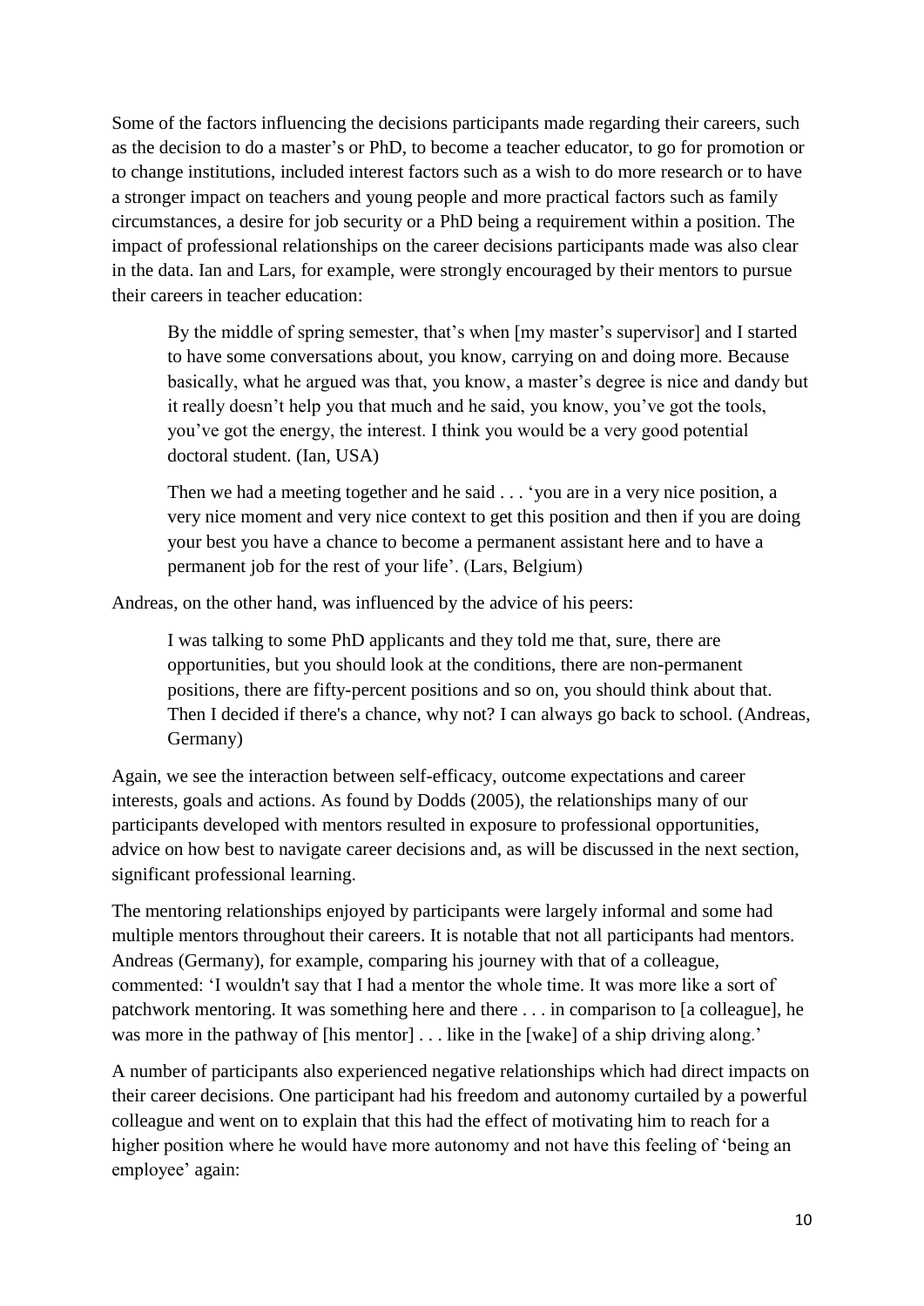Some of the factors influencing the decisions participants made regarding their careers, such as the decision to do a master's or PhD, to become a teacher educator, to go for promotion or to change institutions, included interest factors such as a wish to do more research or to have a stronger impact on teachers and young people and more practical factors such as family circumstances, a desire for job security or a PhD being a requirement within a position. The impact of professional relationships on the career decisions participants made was also clear in the data. Ian and Lars, for example, were strongly encouraged by their mentors to pursue their careers in teacher education:

> By the middle of spring semester, that's when [my master's supervisor] and I started to have some conversations about, you know, carrying on and doing more. Because basically, what he argued was that, you know, a master's degree is nice and dandy but it really doesn't help you that much and he said, you know, you've got the tools, you've got the energy, the interest. I think you would be a very good potential doctoral student. (Ian, USA)

> Then we had a meeting together and he said . . . 'you are in a very nice position, a very nice moment and very nice context to get this position and then if you are doing your best you have a chance to become a permanent assistant here and to have a permanent job for the rest of your life'. (Lars, Belgium)

Andreas, on the other hand, was influenced by the advice of his peers:

> I was talking to some PhD applicants and they told me that, sure, there are opportunities, but you should look at the conditions, there are non-permanent positions, there are fifty-percent positions and so on, you should think about that. Then I decided if there's a chance, why not? I can always go back to school. (Andreas, Germany)

Again, we see the interaction between self-efficacy, outcome expectations and career interests, goals and actions. As found by Dodds (2005), the relationships many of our participants developed with mentors resulted in exposure to professional opportunities, advice on how best to navigate career decisions and, as will be discussed in the next section, significant professional learning.

The mentoring relationships enjoyed by participants were largely informal and some had multiple mentors throughout their careers. It is notable that not all participants had mentors. Andreas (Germany), for example, comparing his journey with that of a colleague, commented: 'I wouldn't say that I had a mentor the whole time. It was more like a sort of patchwork mentoring. It was something here and there . . . in comparison to [a colleague], he was more in the pathway of [his mentor] . . . like in the [wake] of a ship driving along.'

A number of participants also experienced negative relationships which had direct impacts on their career decisions. One participant had his freedom and autonomy curtailed by a powerful colleague and went on to explain that this had the effect of motivating him to reach for a higher position where he would have more autonomy and not have this feeling of 'being an employee' again: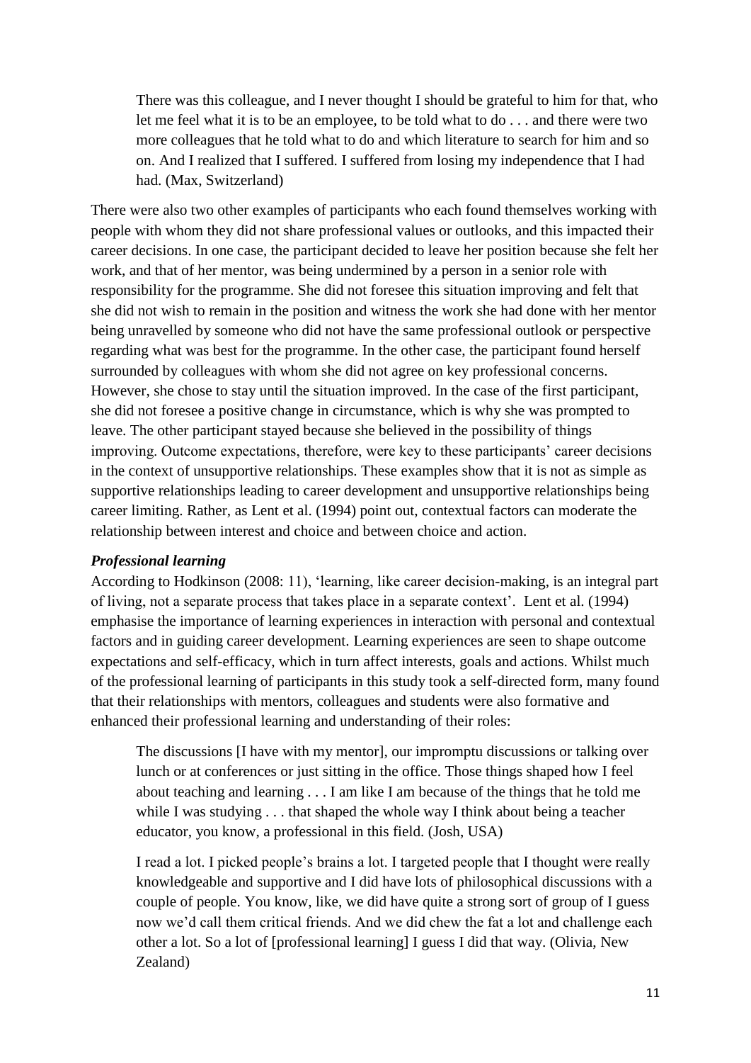> There was this colleague, and I never thought I should be grateful to him for that, who let me feel what it is to be an employee, to be told what to do . . . and there were two more colleagues that he told what to do and which literature to search for him and so on. And I realized that I suffered. I suffered from losing my independence that I had had. (Max, Switzerland)

There were also two other examples of participants who each found themselves working with people with whom they did not share professional values or outlooks, and this impacted their career decisions. In one case, the participant decided to leave her position because she felt her work, and that of her mentor, was being undermined by a person in a senior role with responsibility for the programme. She did not foresee this situation improving and felt that she did not wish to remain in the position and witness the work she had done with her mentor being unravelled by someone who did not have the same professional outlook or perspective regarding what was best for the programme. In the other case, the participant found herself surrounded by colleagues with whom she did not agree on key professional concerns. However, she chose to stay until the situation improved. In the case of the first participant, she did not foresee a positive change in circumstance, which is why she was prompted to leave. The other participant stayed because she believed in the possibility of things improving. Outcome expectations, therefore, were key to these participants' career decisions in the context of unsupportive relationships. These examples show that it is not as simple as supportive relationships leading to career development and unsupportive relationships being career limiting. Rather, as Lent et al. (1994) point out, contextual factors can moderate the relationship between interest and choice and between choice and action.

### *Professional learning*

According to Hodkinson (2008: 11), 'learning, like career decision-making, is an integral part of living, not a separate process that takes place in a separate context'. Lent et al. (1994) emphasise the importance of learning experiences in interaction with personal and contextual factors and in guiding career development. Learning experiences are seen to shape outcome expectations and self-efficacy, which in turn affect interests, goals and actions. Whilst much of the professional learning of participants in this study took a self-directed form, many found that their relationships with mentors, colleagues and students were also formative and enhanced their professional learning and understanding of their roles:

> The discussions [I have with my mentor], our impromptu discussions or talking over lunch or at conferences or just sitting in the office. Those things shaped how I feel about teaching and learning . . . I am like I am because of the things that he told me while I was studying . . . that shaped the whole way I think about being a teacher educator, you know, a professional in this field. (Josh, USA)

> I read a lot. I picked people's brains a lot. I targeted people that I thought were really knowledgeable and supportive and I did have lots of philosophical discussions with a couple of people. You know, like, we did have quite a strong sort of group of I guess now we'd call them critical friends. And we did chew the fat a lot and challenge each other a lot. So a lot of [professional learning] I guess I did that way. (Olivia, New Zealand)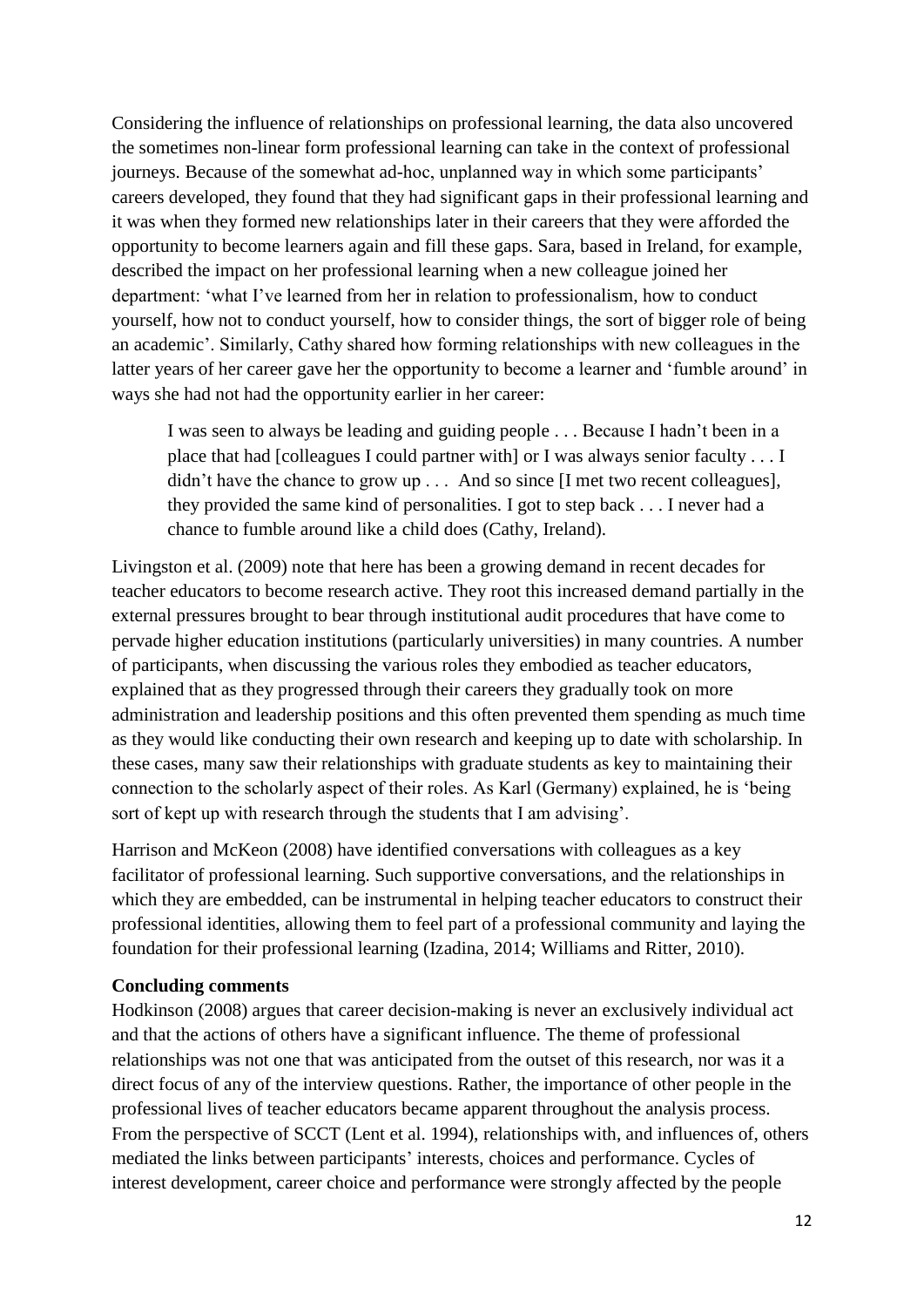Considering the influence of relationships on professional learning, the data also uncovered the sometimes non-linear form professional learning can take in the context of professional journeys. Because of the somewhat ad-hoc, unplanned way in which some participants' careers developed, they found that they had significant gaps in their professional learning and it was when they formed new relationships later in their careers that they were afforded the opportunity to become learners again and fill these gaps. Sara, based in Ireland, for example, described the impact on her professional learning when a new colleague joined her department: 'what I've learned from her in relation to professionalism, how to conduct yourself, how not to conduct yourself, how to consider things, the sort of bigger role of being an academic'. Similarly, Cathy shared how forming relationships with new colleagues in the latter years of her career gave her the opportunity to become a learner and 'fumble around' in ways she had not had the opportunity earlier in her career:

> I was seen to always be leading and guiding people . . . Because I hadn't been in a place that had [colleagues I could partner with] or I was always senior faculty . . . I didn't have the chance to grow up . . . And so since [I met two recent colleagues], they provided the same kind of personalities. I got to step back . . . I never had a chance to fumble around like a child does (Cathy, Ireland).

Livingston et al. (2009) note that here has been a growing demand in recent decades for teacher educators to become research active. They root this increased demand partially in the external pressures brought to bear through institutional audit procedures that have come to pervade higher education institutions (particularly universities) in many countries. A number of participants, when discussing the various roles they embodied as teacher educators, explained that as they progressed through their careers they gradually took on more administration and leadership positions and this often prevented them spending as much time as they would like conducting their own research and keeping up to date with scholarship. In these cases, many saw their relationships with graduate students as key to maintaining their connection to the scholarly aspect of their roles. As Karl (Germany) explained, he is 'being sort of kept up with research through the students that I am advising'.

Harrison and McKeon (2008) have identified conversations with colleagues as a key facilitator of professional learning. Such supportive conversations, and the relationships in which they are embedded, can be instrumental in helping teacher educators to construct their professional identities, allowing them to feel part of a professional community and laying the foundation for their professional learning (Izadina, 2014; Williams and Ritter, 2010).

**Concluding comments**

Hodkinson (2008) argues that career decision-making is never an exclusively individual act and that the actions of others have a significant influence. The theme of professional relationships was not one that was anticipated from the outset of this research, nor was it a direct focus of any of the interview questions. Rather, the importance of other people in the professional lives of teacher educators became apparent throughout the analysis process. From the perspective of SCCT (Lent et al. 1994), relationships with, and influences of, others mediated the links between participants' interests, choices and performance. Cycles of interest development, career choice and performance were strongly affected by the people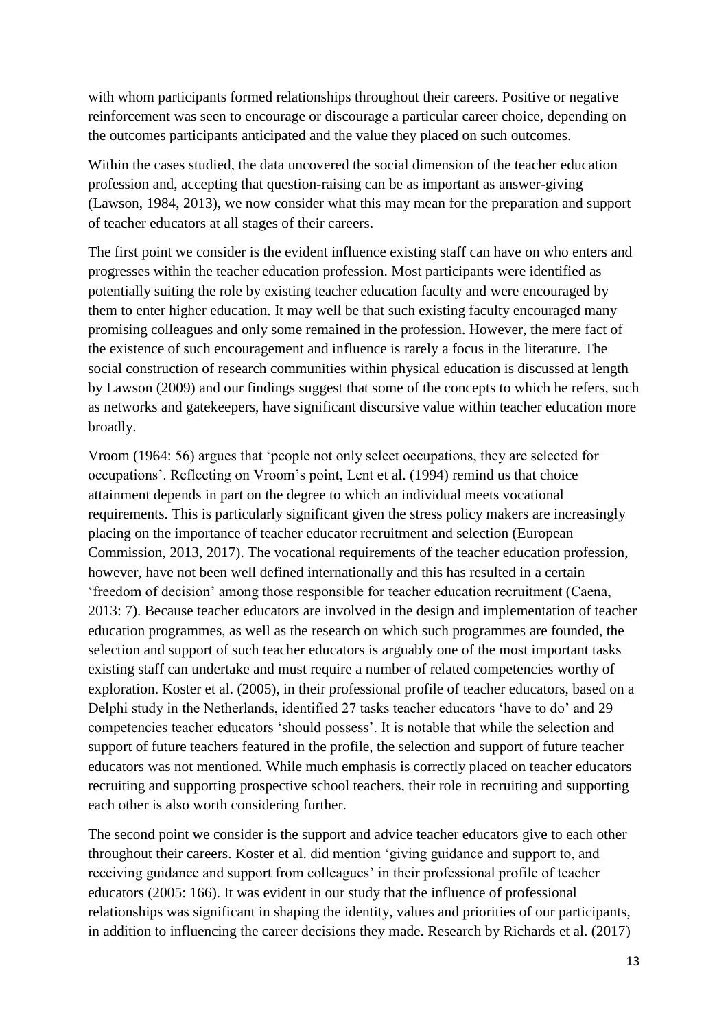with whom participants formed relationships throughout their careers. Positive or negative reinforcement was seen to encourage or discourage a particular career choice, depending on the outcomes participants anticipated and the value they placed on such outcomes.

Within the cases studied, the data uncovered the social dimension of the teacher education profession and, accepting that question-raising can be as important as answer-giving (Lawson, 1984, 2013), we now consider what this may mean for the preparation and support of teacher educators at all stages of their careers.

The first point we consider is the evident influence existing staff can have on who enters and progresses within the teacher education profession. Most participants were identified as potentially suiting the role by existing teacher education faculty and were encouraged by them to enter higher education. It may well be that such existing faculty encouraged many promising colleagues and only some remained in the profession. However, the mere fact of the existence of such encouragement and influence is rarely a focus in the literature. The social construction of research communities within physical education is discussed at length by Lawson (2009) and our findings suggest that some of the concepts to which he refers, such as networks and gatekeepers, have significant discursive value within teacher education more broadly.

Vroom (1964: 56) argues that 'people not only select occupations, they are selected for occupations'. Reflecting on Vroom's point, Lent et al. (1994) remind us that choice attainment depends in part on the degree to which an individual meets vocational requirements. This is particularly significant given the stress policy makers are increasingly placing on the importance of teacher educator recruitment and selection (European Commission, 2013, 2017). The vocational requirements of the teacher education profession, however, have not been well defined internationally and this has resulted in a certain 'freedom of decision' among those responsible for teacher education recruitment (Caena, 2013: 7). Because teacher educators are involved in the design and implementation of teacher education programmes, as well as the research on which such programmes are founded, the selection and support of such teacher educators is arguably one of the most important tasks existing staff can undertake and must require a number of related competencies worthy of exploration. Koster et al. (2005), in their professional profile of teacher educators, based on a Delphi study in the Netherlands, identified 27 tasks teacher educators 'have to do' and 29 competencies teacher educators 'should possess'. It is notable that while the selection and support of future teachers featured in the profile, the selection and support of future teacher educators was not mentioned. While much emphasis is correctly placed on teacher educators recruiting and supporting prospective school teachers, their role in recruiting and supporting each other is also worth considering further.

The second point we consider is the support and advice teacher educators give to each other throughout their careers. Koster et al. did mention 'giving guidance and support to, and receiving guidance and support from colleagues' in their professional profile of teacher educators (2005: 166). It was evident in our study that the influence of professional relationships was significant in shaping the identity, values and priorities of our participants, in addition to influencing the career decisions they made. Research by Richards et al. (2017)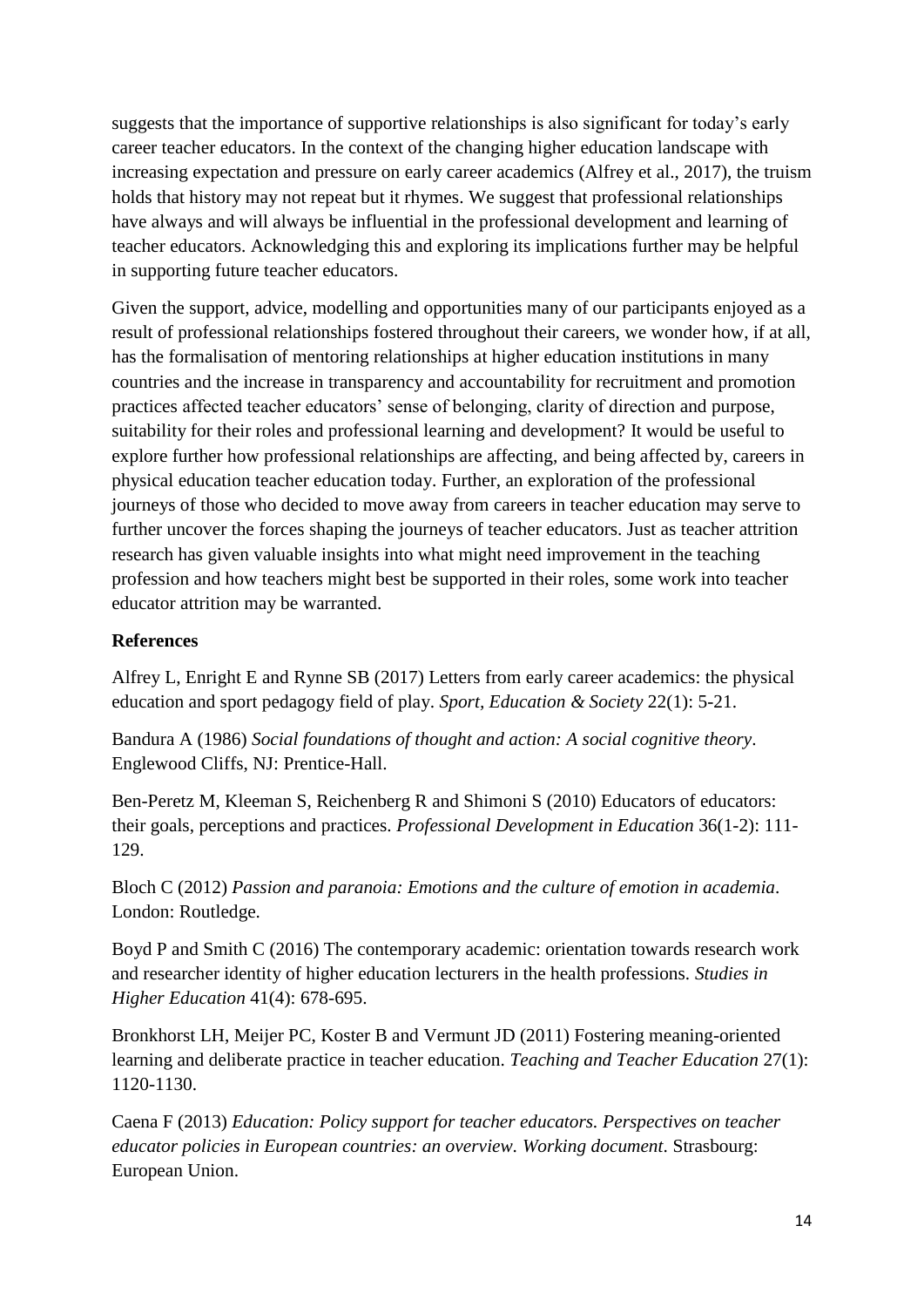suggests that the importance of supportive relationships is also significant for today's early career teacher educators. In the context of the changing higher education landscape with increasing expectation and pressure on early career academics (Alfrey et al., 2017), the truism holds that history may not repeat but it rhymes. We suggest that professional relationships have always and will always be influential in the professional development and learning of teacher educators. Acknowledging this and exploring its implications further may be helpful in supporting future teacher educators.

Given the support, advice, modelling and opportunities many of our participants enjoyed as a result of professional relationships fostered throughout their careers, we wonder how, if at all, has the formalisation of mentoring relationships at higher education institutions in many countries and the increase in transparency and accountability for recruitment and promotion practices affected teacher educators' sense of belonging, clarity of direction and purpose, suitability for their roles and professional learning and development? It would be useful to explore further how professional relationships are affecting, and being affected by, careers in physical education teacher education today. Further, an exploration of the professional journeys of those who decided to move away from careers in teacher education may serve to further uncover the forces shaping the journeys of teacher educators. Just as teacher attrition research has given valuable insights into what might need improvement in the teaching profession and how teachers might best be supported in their roles, some work into teacher educator attrition may be warranted.

**References**

Alfrey L, Enright E and Rynne SB (2017) Letters from early career academics: the physical education and sport pedagogy field of play. *Sport, Education & Society* 22(1): 5-21.

Bandura A (1986) *Social foundations of thought and action: A social cognitive theory*. Englewood Cliffs, NJ: Prentice-Hall.

Ben-Peretz M, Kleeman S, Reichenberg R and Shimoni S (2010) Educators of educators: their goals, perceptions and practices. *Professional Development in Education* 36(1-2): 111-129.

Bloch C (2012) *Passion and paranoia: Emotions and the culture of emotion in academia*. London: Routledge.

Boyd P and Smith C (2016) The contemporary academic: orientation towards research work and researcher identity of higher education lecturers in the health professions. *Studies in Higher Education* 41(4): 678-695.

Bronkhorst LH, Meijer PC, Koster B and Vermunt JD (2011) Fostering meaning-oriented learning and deliberate practice in teacher education. *Teaching and Teacher Education* 27(1): 1120-1130.

Caena F (2013) *Education: Policy support for teacher educators. Perspectives on teacher educator policies in European countries: an overview. Working document*. Strasbourg: European Union.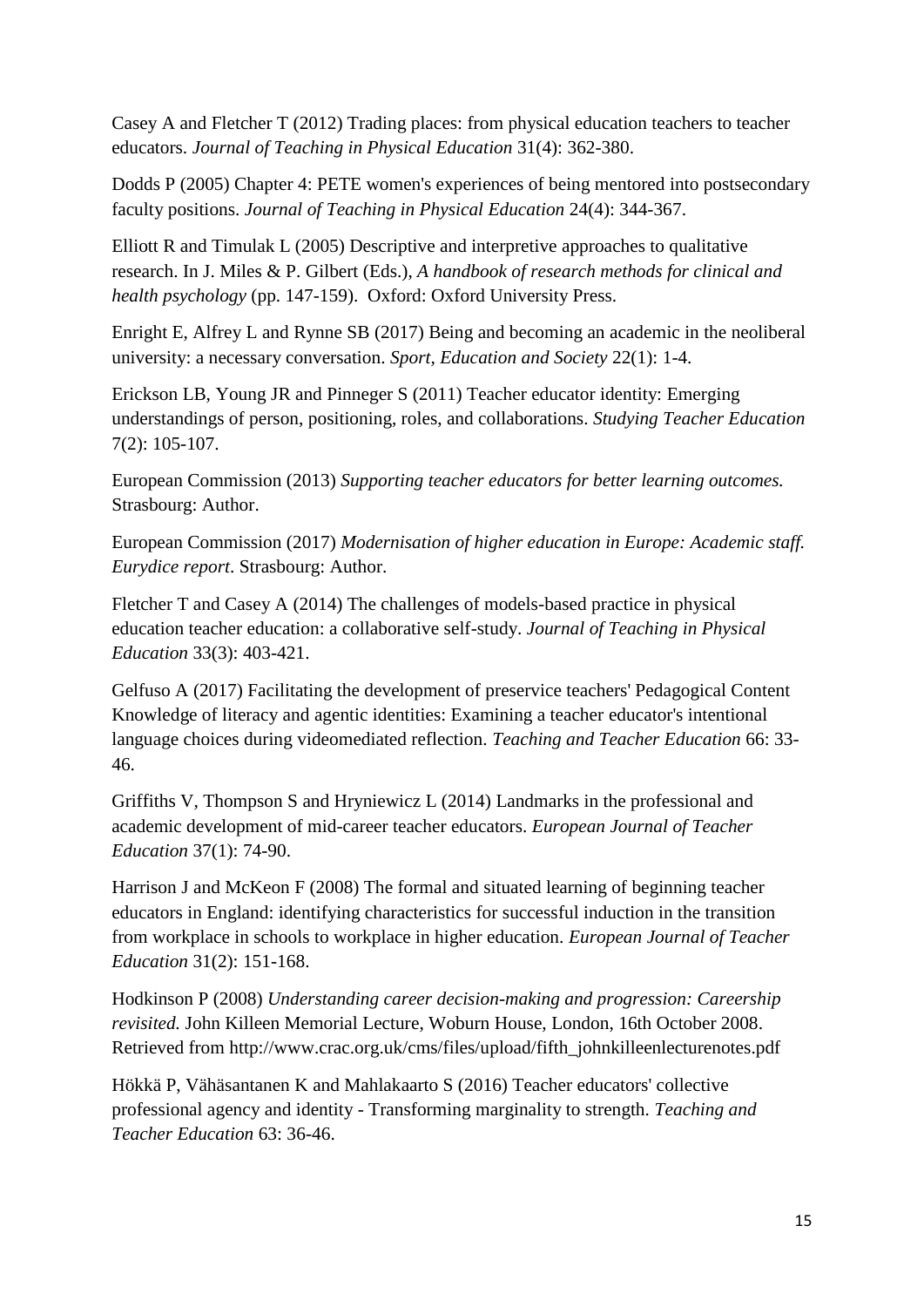Casey A and Fletcher T (2012) Trading places: from physical education teachers to teacher educators. *Journal of Teaching in Physical Education* 31(4): 362-380.

Dodds P (2005) Chapter 4: PETE women's experiences of being mentored into postsecondary faculty positions. *Journal of Teaching in Physical Education* 24(4): 344-367.

Elliott R and Timulak L (2005) Descriptive and interpretive approaches to qualitative research. In J. Miles & P. Gilbert (Eds.), *A handbook of research methods for clinical and health psychology* (pp. 147-159). Oxford: Oxford University Press.

Enright E, Alfrey L and Rynne SB (2017) Being and becoming an academic in the neoliberal university: a necessary conversation. *Sport, Education and Society* 22(1): 1-4.

Erickson LB, Young JR and Pinneger S (2011) Teacher educator identity: Emerging understandings of person, positioning, roles, and collaborations. *Studying Teacher Education* 7(2): 105-107.

European Commission (2013) *Supporting teacher educators for better learning outcomes.* Strasbourg: Author.

European Commission (2017) *Modernisation of higher education in Europe: Academic staff. Eurydice report*. Strasbourg: Author.

Fletcher T and Casey A (2014) The challenges of models-based practice in physical education teacher education: a collaborative self-study. *Journal of Teaching in Physical Education* 33(3): 403-421.

Gelfuso A (2017) Facilitating the development of preservice teachers' Pedagogical Content Knowledge of literacy and agentic identities: Examining a teacher educator's intentional language choices during videomediated reflection. *Teaching and Teacher Education* 66: 33-46.

Griffiths V, Thompson S and Hryniewicz L (2014) Landmarks in the professional and academic development of mid-career teacher educators. *European Journal of Teacher Education* 37(1): 74-90.

Harrison J and McKeon F (2008) The formal and situated learning of beginning teacher educators in England: identifying characteristics for successful induction in the transition from workplace in schools to workplace in higher education. *European Journal of Teacher Education* 31(2): 151-168.

Hodkinson P (2008) *Understanding career decision-making and progression: Careership revisited.* John Killeen Memorial Lecture, Woburn House, London, 16th October 2008. Retrieved from http://www.crac.org.uk/cms/files/upload/fifth_johnkilleenlecturenotes.pdf

Hökkä P, Vähäsantanen K and Mahlakaarto S (2016) Teacher educators' collective professional agency and identity - Transforming marginality to strength. *Teaching and Teacher Education* 63: 36-46.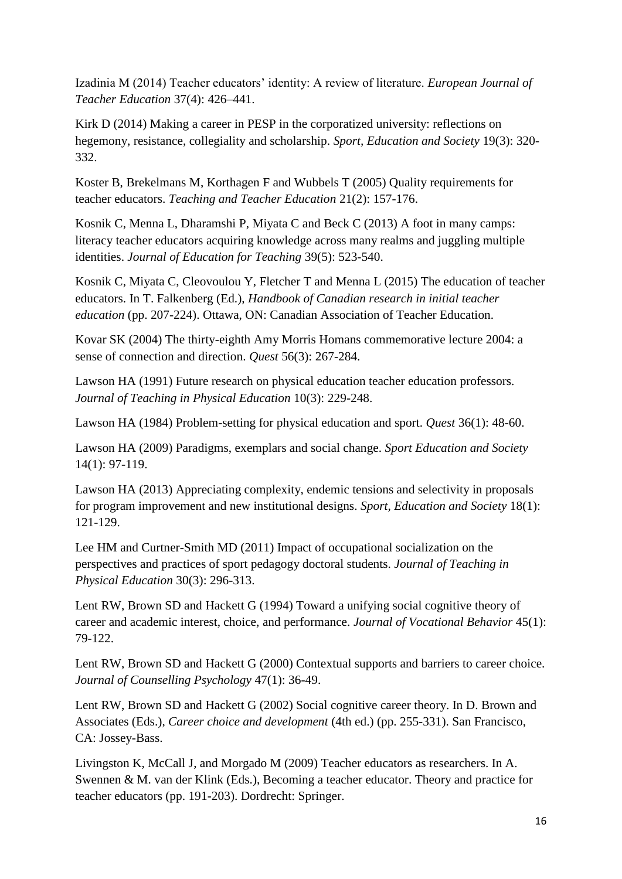Izadinia M (2014) Teacher educators' identity: A review of literature. *European Journal of Teacher Education* 37(4): 426–441.

Kirk D (2014) Making a career in PESP in the corporatized university: reflections on hegemony, resistance, collegiality and scholarship. *Sport, Education and Society* 19(3): 320-332.

Koster B, Brekelmans M, Korthagen F and Wubbels T (2005) Quality requirements for teacher educators. *Teaching and Teacher Education* 21(2): 157-176.

Kosnik C, Menna L, Dharamshi P, Miyata C and Beck C (2013) A foot in many camps: literacy teacher educators acquiring knowledge across many realms and juggling multiple identities. *Journal of Education for Teaching* 39(5): 523-540.

Kosnik C, Miyata C, Cleovoulou Y, Fletcher T and Menna L (2015) The education of teacher educators. In T. Falkenberg (Ed.), *Handbook of Canadian research in initial teacher education* (pp. 207-224). Ottawa, ON: Canadian Association of Teacher Education.

Kovar SK (2004) The thirty-eighth Amy Morris Homans commemorative lecture 2004: a sense of connection and direction. *Quest* 56(3): 267-284.

Lawson HA (1991) Future research on physical education teacher education professors. *Journal of Teaching in Physical Education* 10(3): 229-248.

Lawson HA (1984) Problem-setting for physical education and sport. *Quest* 36(1): 48-60.

Lawson HA (2009) Paradigms, exemplars and social change. *Sport Education and Society* 14(1): 97-119.

Lawson HA (2013) Appreciating complexity, endemic tensions and selectivity in proposals for program improvement and new institutional designs. *Sport, Education and Society* 18(1): 121-129.

Lee HM and Curtner-Smith MD (2011) Impact of occupational socialization on the perspectives and practices of sport pedagogy doctoral students. *Journal of Teaching in Physical Education* 30(3): 296-313.

Lent RW, Brown SD and Hackett G (1994) Toward a unifying social cognitive theory of career and academic interest, choice, and performance. *Journal of Vocational Behavior* 45(1): 79-122.

Lent RW, Brown SD and Hackett G (2000) Contextual supports and barriers to career choice. *Journal of Counselling Psychology* 47(1): 36-49.

Lent RW, Brown SD and Hackett G (2002) Social cognitive career theory. In D. Brown and Associates (Eds.), *Career choice and development* (4th ed.) (pp. 255-331). San Francisco, CA: Jossey-Bass.

Livingston K, McCall J, and Morgado M (2009) Teacher educators as researchers. In A. Swennen & M. van der Klink (Eds.), Becoming a teacher educator. Theory and practice for teacher educators (pp. 191-203). Dordrecht: Springer.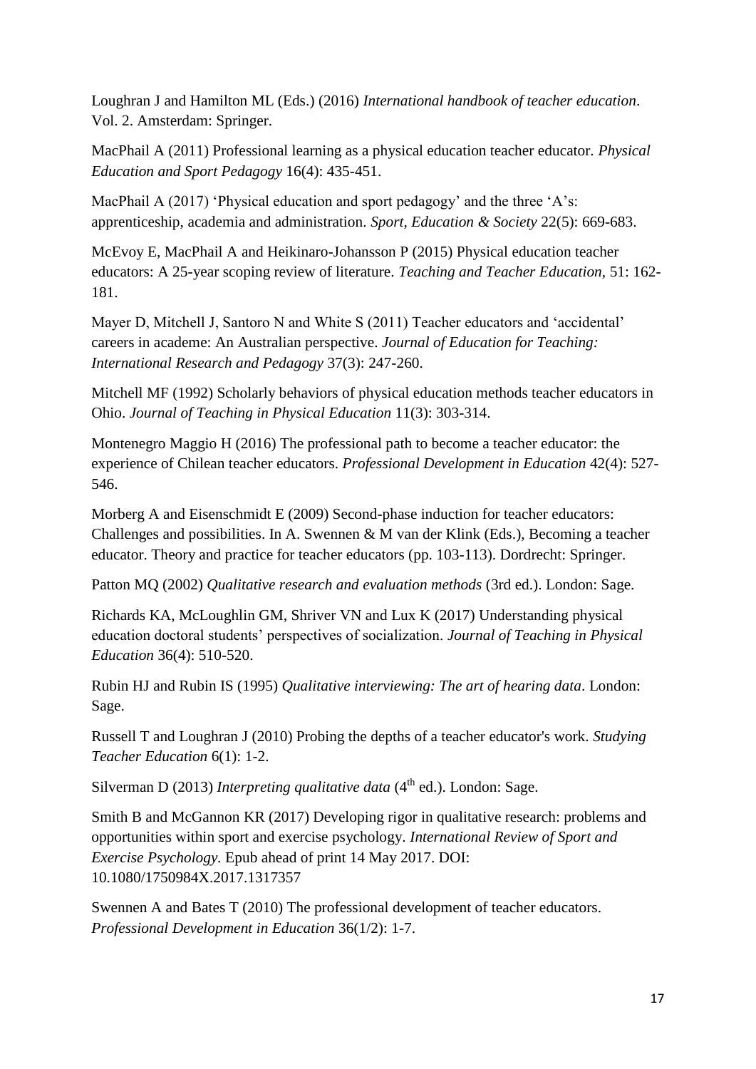Loughran J and Hamilton ML (Eds.) (2016) *International handbook of teacher education*. Vol. 2. Amsterdam: Springer.

MacPhail A (2011) Professional learning as a physical education teacher educator. *Physical Education and Sport Pedagogy* 16(4): 435-451.

MacPhail A (2017) 'Physical education and sport pedagogy' and the three 'A's: apprenticeship, academia and administration. *Sport, Education & Society* 22(5): 669-683.

McEvoy E, MacPhail A and Heikinaro-Johansson P (2015) Physical education teacher educators: A 25-year scoping review of literature. *Teaching and Teacher Education,* 51: 162-181.

Mayer D, Mitchell J, Santoro N and White S (2011) Teacher educators and 'accidental' careers in academe: An Australian perspective. *Journal of Education for Teaching: International Research and Pedagogy* 37(3): 247-260.

Mitchell MF (1992) Scholarly behaviors of physical education methods teacher educators in Ohio. *Journal of Teaching in Physical Education* 11(3): 303-314.

Montenegro Maggio H (2016) The professional path to become a teacher educator: the experience of Chilean teacher educators. *Professional Development in Education* 42(4): 527-546.

Morberg A and Eisenschmidt E (2009) Second-phase induction for teacher educators: Challenges and possibilities. In A. Swennen & M van der Klink (Eds.), Becoming a teacher educator. Theory and practice for teacher educators (pp. 103-113). Dordrecht: Springer.

Patton MQ (2002) *Qualitative research and evaluation methods* (3rd ed.). London: Sage.

Richards KA, McLoughlin GM, Shriver VN and Lux K (2017) Understanding physical education doctoral students' perspectives of socialization. *Journal of Teaching in Physical Education* 36(4): 510-520.

Rubin HJ and Rubin IS (1995) *Qualitative interviewing: The art of hearing data*. London: Sage.

Russell T and Loughran J (2010) Probing the depths of a teacher educator's work. *Studying Teacher Education* 6(1): 1-2.

Silverman D (2013) *Interpreting qualitative data* (4th ed.). London: Sage.

Smith B and McGannon KR (2017) Developing rigor in qualitative research: problems and opportunities within sport and exercise psychology. *International Review of Sport and Exercise Psychology.* Epub ahead of print 14 May 2017. DOI: 10.1080/1750984X.2017.1317357

Swennen A and Bates T (2010) The professional development of teacher educators. *Professional Development in Education* 36(1/2): 1-7.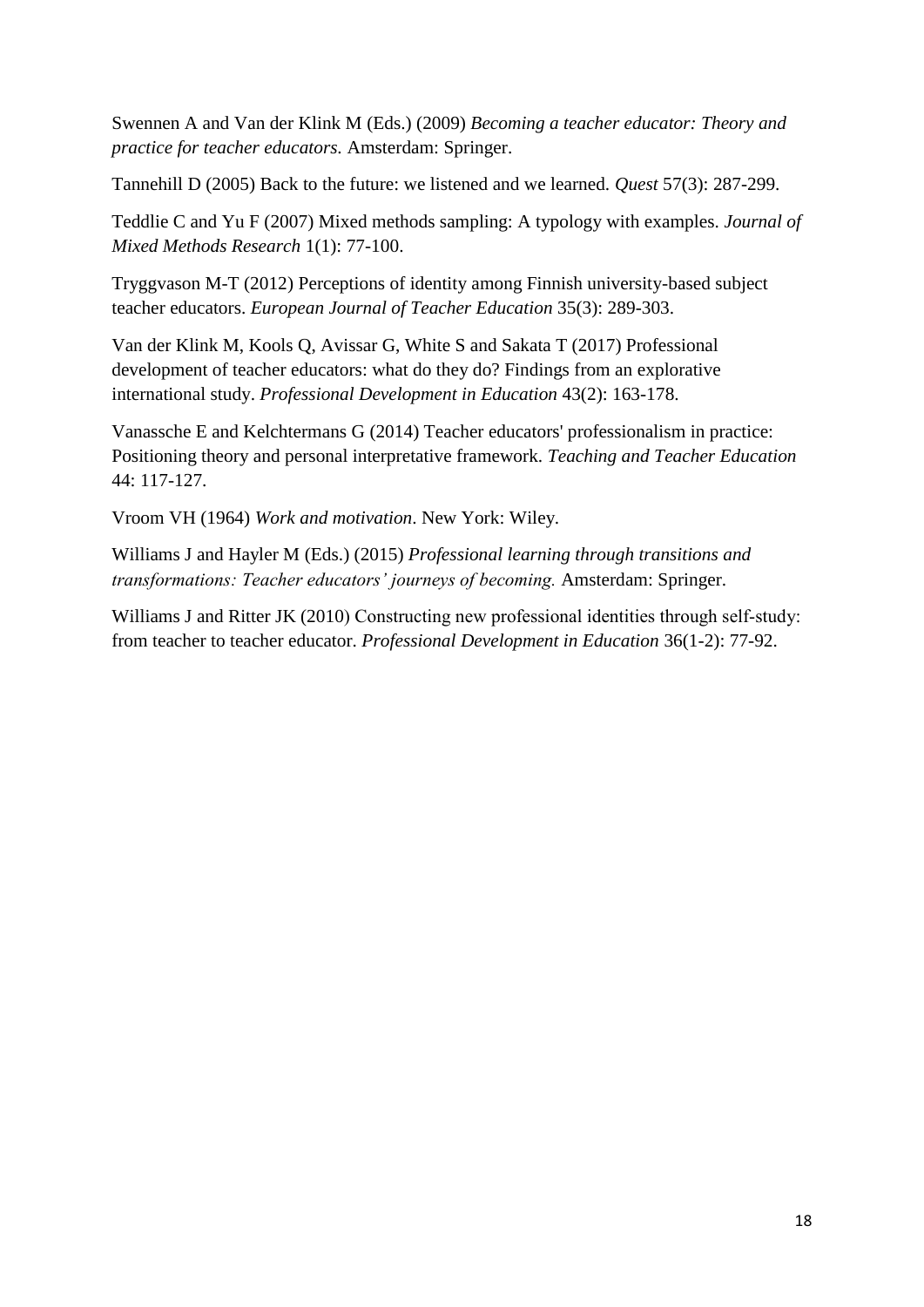Swennen A and Van der Klink M (Eds.) (2009) *Becoming a teacher educator: Theory and practice for teacher educators.* Amsterdam: Springer.

Tannehill D (2005) Back to the future: we listened and we learned. *Quest* 57(3): 287-299.

Teddlie C and Yu F (2007) Mixed methods sampling: A typology with examples. *Journal of Mixed Methods Research* 1(1): 77-100.

Tryggvason M-T (2012) Perceptions of identity among Finnish university-based subject teacher educators. *European Journal of Teacher Education* 35(3): 289-303.

Van der Klink M, Kools Q, Avissar G, White S and Sakata T (2017) Professional development of teacher educators: what do they do? Findings from an explorative international study. *Professional Development in Education* 43(2): 163-178.

Vanassche E and Kelchtermans G (2014) Teacher educators' professionalism in practice: Positioning theory and personal interpretative framework. *Teaching and Teacher Education* 44: 117-127.

Vroom VH (1964) *Work and motivation*. New York: Wiley.

Williams J and Hayler M (Eds.) (2015) *Professional learning through transitions and transformations: Teacher educators' journeys of becoming.* Amsterdam: Springer.

Williams J and Ritter JK (2010) Constructing new professional identities through self-study: from teacher to teacher educator. *Professional Development in Education* 36(1-2): 77-92.